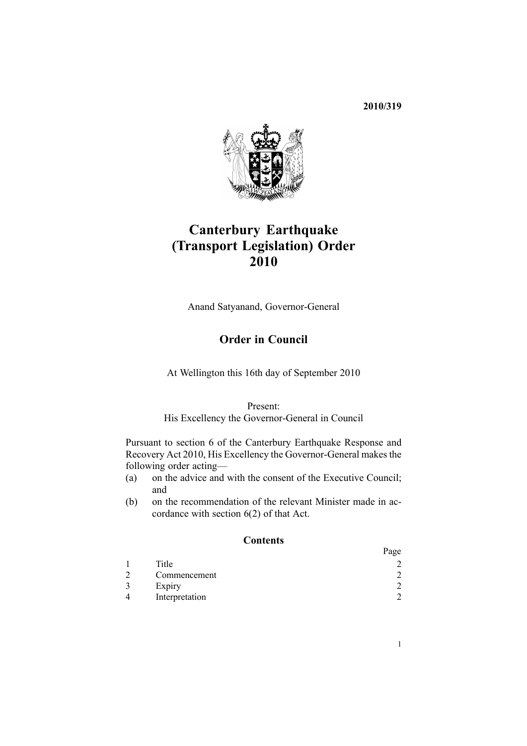**2010/319**

# Canterbury Earthquake (Transport Legislation) Order 2010

Anand Satyanand, Governor-General

## Order in Council

At Wellington this 16th day of September 2010

Present:
His Excellency the Governor-General in Council

Pursuant to section 6 of the Canterbury Earthquake Response and Recovery Act 2010, His Excellency the Governor-General makes the following order acting—

(a) on the advice and with the consent of the Executive Council; and
(b) on the recommendation of the relevant Minister made in accordance with section 6(2) of that Act.

### Contents

| | | Page |
|---|---|---|
| 1 | Title | 2 |
| 2 | Commencement | 2 |
| 3 | Expiry | 2 |
| 4 | Interpretation | 2 |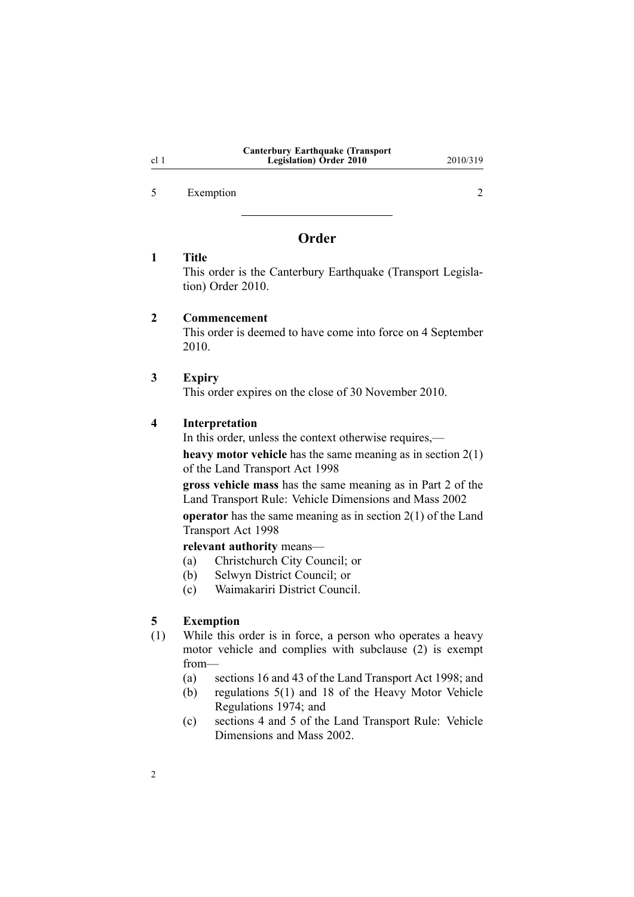5 Exemption 2

## Order

### 1 Title

This order is the Canterbury Earthquake (Transport Legislation) Order 2010.

### 2 Commencement

This order is deemed to have come into force on 4 September 2010.

### 3 Expiry

This order expires on the close of 30 November 2010.

### 4 Interpretation

In this order, unless the context otherwise requires,—

**heavy motor vehicle** has the same meaning as in section 2(1) of the Land Transport Act 1998

**gross vehicle mass** has the same meaning as in Part 2 of the Land Transport Rule: Vehicle Dimensions and Mass 2002

**operator** has the same meaning as in section 2(1) of the Land Transport Act 1998

**relevant authority** means—

(a) Christchurch City Council; or

(b) Selwyn District Council; or

(c) Waimakariri District Council.

### 5 Exemption

(1) While this order is in force, a person who operates a heavy motor vehicle and complies with subclause (2) is exempt from—

(a) sections 16 and 43 of the Land Transport Act 1998; and

(b) regulations 5(1) and 18 of the Heavy Motor Vehicle Regulations 1974; and

(c) sections 4 and 5 of the Land Transport Rule: Vehicle Dimensions and Mass 2002.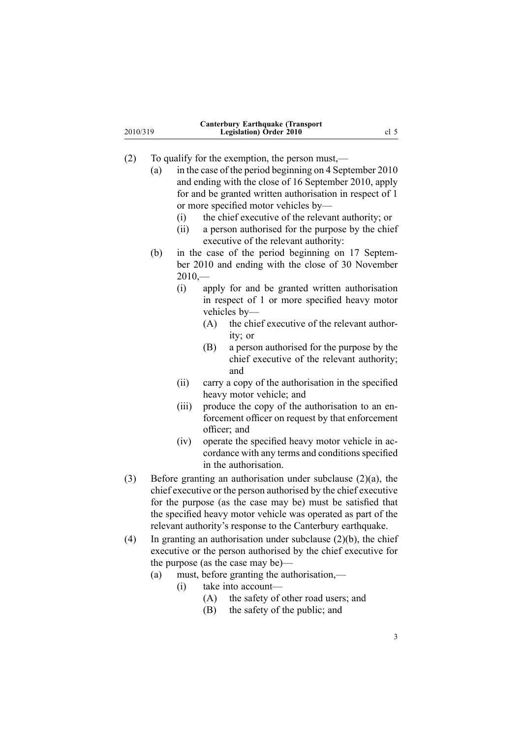(2) To qualify for the exemption, the person must,—

(a) in the case of the period beginning on 4 September 2010 and ending with the close of 16 September 2010, apply for and be granted written authorisation in respect of 1 or more specified motor vehicles by—

(i) the chief executive of the relevant authority; or

(ii) a person authorised for the purpose by the chief executive of the relevant authority:

(b) in the case of the period beginning on 17 September 2010 and ending with the close of 30 November 2010,—

(i) apply for and be granted written authorisation in respect of 1 or more specified heavy motor vehicles by—

(A) the chief executive of the relevant authority; or

(B) a person authorised for the purpose by the chief executive of the relevant authority; and

(ii) carry a copy of the authorisation in the specified heavy motor vehicle; and

(iii) produce the copy of the authorisation to an enforcement officer on request by that enforcement officer; and

(iv) operate the specified heavy motor vehicle in accordance with any terms and conditions specified in the authorisation.

(3) Before granting an authorisation under subclause (2)(a), the chief executive or the person authorised by the chief executive for the purpose (as the case may be) must be satisfied that the specified heavy motor vehicle was operated as part of the relevant authority's response to the Canterbury earthquake.

(4) In granting an authorisation under subclause (2)(b), the chief executive or the person authorised by the chief executive for the purpose (as the case may be)—

(a) must, before granting the authorisation,—

(i) take into account—

(A) the safety of other road users; and

(B) the safety of the public; and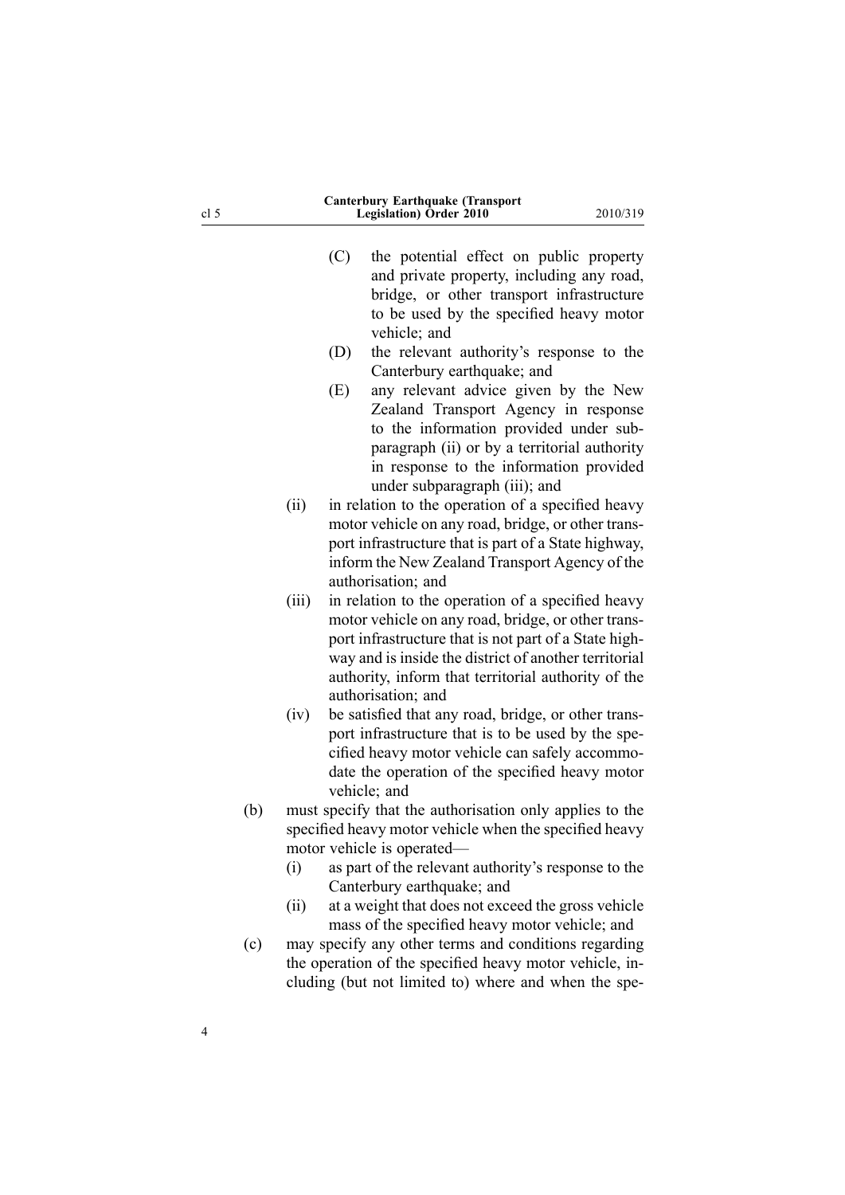(C) the potential effect on public property and private property, including any road, bridge, or other transport infrastructure to be used by the specified heavy motor vehicle; and

(D) the relevant authority's response to the Canterbury earthquake; and

(E) any relevant advice given by the New Zealand Transport Agency in response to the information provided under subparagraph (ii) or by a territorial authority in response to the information provided under subparagraph (iii); and

(ii) in relation to the operation of a specified heavy motor vehicle on any road, bridge, or other transport infrastructure that is part of a State highway, inform the New Zealand Transport Agency of the authorisation; and

(iii) in relation to the operation of a specified heavy motor vehicle on any road, bridge, or other transport infrastructure that is not part of a State highway and is inside the district of another territorial authority, inform that territorial authority of the authorisation; and

(iv) be satisfied that any road, bridge, or other transport infrastructure that is to be used by the specified heavy motor vehicle can safely accommodate the operation of the specified heavy motor vehicle; and

(b) must specify that the authorisation only applies to the specified heavy motor vehicle when the specified heavy motor vehicle is operated—

(i) as part of the relevant authority's response to the Canterbury earthquake; and

(ii) at a weight that does not exceed the gross vehicle mass of the specified heavy motor vehicle; and

(c) may specify any other terms and conditions regarding the operation of the specified heavy motor vehicle, including (but not limited to) where and when the spe-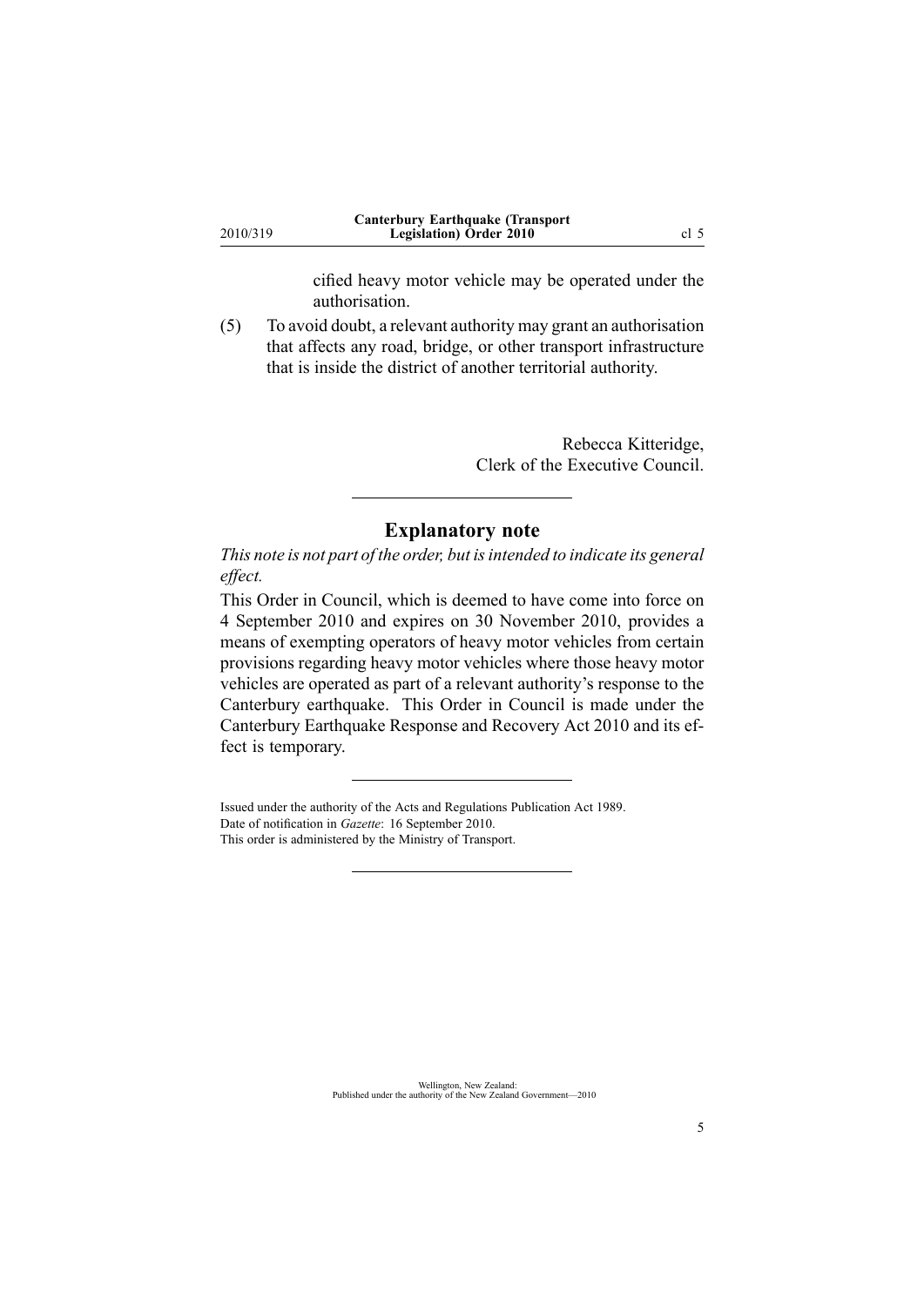cified heavy motor vehicle may be operated under the authorisation.

(5) To avoid doubt, a relevant authority may grant an authorisation that affects any road, bridge, or other transport infrastructure that is inside the district of another territorial authority.

Rebecca Kitteridge,
Clerk of the Executive Council.

---

## Explanatory note

*This note is not part of the order, but is intended to indicate its general effect.*

This Order in Council, which is deemed to have come into force on 4 September 2010 and expires on 30 November 2010, provides a means of exempting operators of heavy motor vehicles from certain provisions regarding heavy motor vehicles where those heavy motor vehicles are operated as part of a relevant authority's response to the Canterbury earthquake. This Order in Council is made under the Canterbury Earthquake Response and Recovery Act 2010 and its effect is temporary.

---

Issued under the authority of the Acts and Regulations Publication Act 1989.
Date of notification in *Gazette*: 16 September 2010.
This order is administered by the Ministry of Transport.

---

Wellington, New Zealand:
Published under the authority of the New Zealand Government—2010